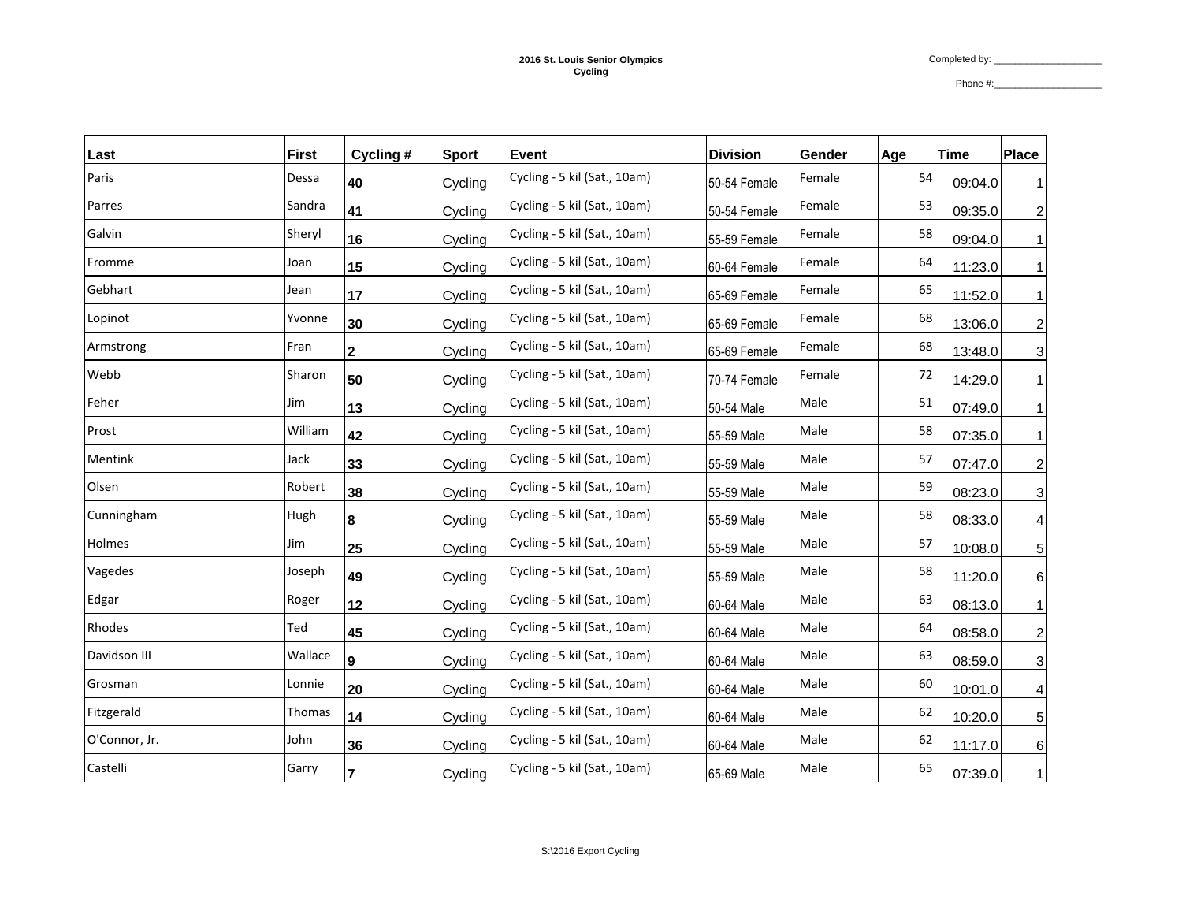**2016 St. Louis Senior Olympics**
**Cycling**

Completed by: ____________________

Phone #:____________________

| Last | First | Cycling # | Sport | Event | Division | Gender | Age | Time | Place |
|---|---|---|---|---|---|---|---|---|---|
| Paris | Dessa | 40 | Cycling | Cycling - 5 kil (Sat., 10am) | 50-54 Female | Female | 54 | 09:04.0 | 1 |
| Parres | Sandra | 41 | Cycling | Cycling - 5 kil (Sat., 10am) | 50-54 Female | Female | 53 | 09:35.0 | 2 |
| Galvin | Sheryl | 16 | Cycling | Cycling - 5 kil (Sat., 10am) | 55-59 Female | Female | 58 | 09:04.0 | 1 |
| Fromme | Joan | 15 | Cycling | Cycling - 5 kil (Sat., 10am) | 60-64 Female | Female | 64 | 11:23.0 | 1 |
| Gebhart | Jean | 17 | Cycling | Cycling - 5 kil (Sat., 10am) | 65-69 Female | Female | 65 | 11:52.0 | 1 |
| Lopinot | Yvonne | 30 | Cycling | Cycling - 5 kil (Sat., 10am) | 65-69 Female | Female | 68 | 13:06.0 | 2 |
| Armstrong | Fran | 2 | Cycling | Cycling - 5 kil (Sat., 10am) | 65-69 Female | Female | 68 | 13:48.0 | 3 |
| Webb | Sharon | 50 | Cycling | Cycling - 5 kil (Sat., 10am) | 70-74 Female | Female | 72 | 14:29.0 | 1 |
| Feher | Jim | 13 | Cycling | Cycling - 5 kil (Sat., 10am) | 50-54 Male | Male | 51 | 07:49.0 | 1 |
| Prost | William | 42 | Cycling | Cycling - 5 kil (Sat., 10am) | 55-59 Male | Male | 58 | 07:35.0 | 1 |
| Mentink | Jack | 33 | Cycling | Cycling - 5 kil (Sat., 10am) | 55-59 Male | Male | 57 | 07:47.0 | 2 |
| Olsen | Robert | 38 | Cycling | Cycling - 5 kil (Sat., 10am) | 55-59 Male | Male | 59 | 08:23.0 | 3 |
| Cunningham | Hugh | 8 | Cycling | Cycling - 5 kil (Sat., 10am) | 55-59 Male | Male | 58 | 08:33.0 | 4 |
| Holmes | Jim | 25 | Cycling | Cycling - 5 kil (Sat., 10am) | 55-59 Male | Male | 57 | 10:08.0 | 5 |
| Vagedes | Joseph | 49 | Cycling | Cycling - 5 kil (Sat., 10am) | 55-59 Male | Male | 58 | 11:20.0 | 6 |
| Edgar | Roger | 12 | Cycling | Cycling - 5 kil (Sat., 10am) | 60-64 Male | Male | 63 | 08:13.0 | 1 |
| Rhodes | Ted | 45 | Cycling | Cycling - 5 kil (Sat., 10am) | 60-64 Male | Male | 64 | 08:58.0 | 2 |
| Davidson III | Wallace | 9 | Cycling | Cycling - 5 kil (Sat., 10am) | 60-64 Male | Male | 63 | 08:59.0 | 3 |
| Grosman | Lonnie | 20 | Cycling | Cycling - 5 kil (Sat., 10am) | 60-64 Male | Male | 60 | 10:01.0 | 4 |
| Fitzgerald | Thomas | 14 | Cycling | Cycling - 5 kil (Sat., 10am) | 60-64 Male | Male | 62 | 10:20.0 | 5 |
| O'Connor, Jr. | John | 36 | Cycling | Cycling - 5 kil (Sat., 10am) | 60-64 Male | Male | 62 | 11:17.0 | 6 |
| Castelli | Garry | 7 | Cycling | Cycling - 5 kil (Sat., 10am) | 65-69 Male | Male | 65 | 07:39.0 | 1 |

S:\2016 Export Cycling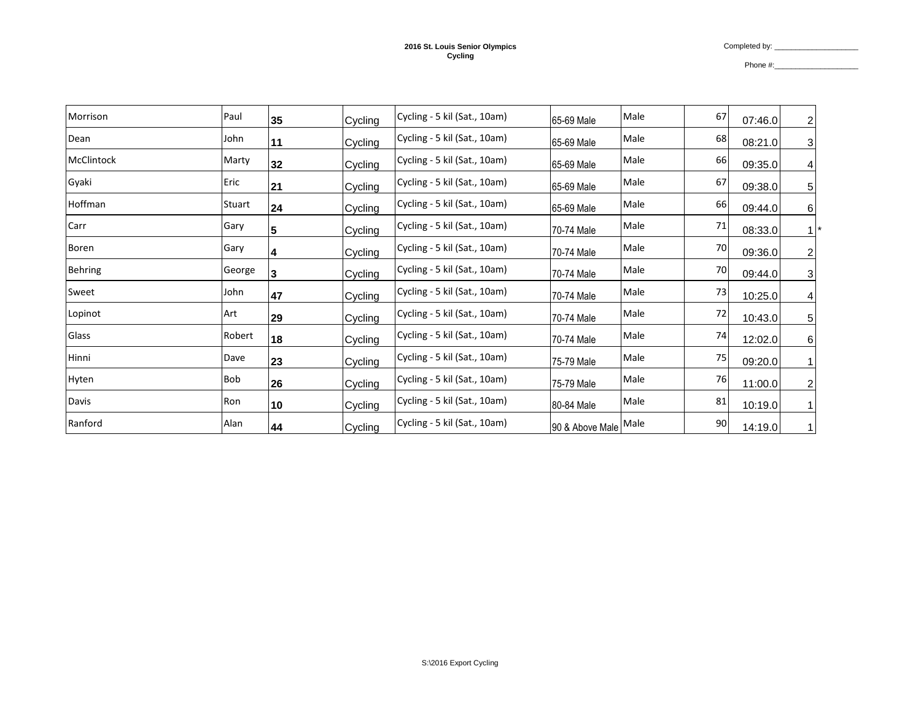**2016 St. Louis Senior Olympics**
**Cycling**

Completed by: ____________________

Phone #:____________________

| | | | | | | | | | | |
|---|---|---|---|---|---|---|---|---|---|---|
| Morrison | Paul | 35 | Cycling | Cycling - 5 kil (Sat., 10am) | 65-69 Male | Male | 67 | 07:46.0 | 2 | |
| Dean | John | 11 | Cycling | Cycling - 5 kil (Sat., 10am) | 65-69 Male | Male | 68 | 08:21.0 | 3 | |
| McClintock | Marty | 32 | Cycling | Cycling - 5 kil (Sat., 10am) | 65-69 Male | Male | 66 | 09:35.0 | 4 | |
| Gyaki | Eric | 21 | Cycling | Cycling - 5 kil (Sat., 10am) | 65-69 Male | Male | 67 | 09:38.0 | 5 | |
| Hoffman | Stuart | 24 | Cycling | Cycling - 5 kil (Sat., 10am) | 65-69 Male | Male | 66 | 09:44.0 | 6 | |
| Carr | Gary | 5 | Cycling | Cycling - 5 kil (Sat., 10am) | 70-74 Male | Male | 71 | 08:33.0 | 1 | * |
| Boren | Gary | 4 | Cycling | Cycling - 5 kil (Sat., 10am) | 70-74 Male | Male | 70 | 09:36.0 | 2 | |
| Behring | George | 3 | Cycling | Cycling - 5 kil (Sat., 10am) | 70-74 Male | Male | 70 | 09:44.0 | 3 | |
| Sweet | John | 47 | Cycling | Cycling - 5 kil (Sat., 10am) | 70-74 Male | Male | 73 | 10:25.0 | 4 | |
| Lopinot | Art | 29 | Cycling | Cycling - 5 kil (Sat., 10am) | 70-74 Male | Male | 72 | 10:43.0 | 5 | |
| Glass | Robert | 18 | Cycling | Cycling - 5 kil (Sat., 10am) | 70-74 Male | Male | 74 | 12:02.0 | 6 | |
| Hinni | Dave | 23 | Cycling | Cycling - 5 kil (Sat., 10am) | 75-79 Male | Male | 75 | 09:20.0 | 1 | |
| Hyten | Bob | 26 | Cycling | Cycling - 5 kil (Sat., 10am) | 75-79 Male | Male | 76 | 11:00.0 | 2 | |
| Davis | Ron | 10 | Cycling | Cycling - 5 kil (Sat., 10am) | 80-84 Male | Male | 81 | 10:19.0 | 1 | |
| Ranford | Alan | 44 | Cycling | Cycling - 5 kil (Sat., 10am) | 90 & Above Male | Male | 90 | 14:19.0 | 1 | |

S:\2016 Export Cycling